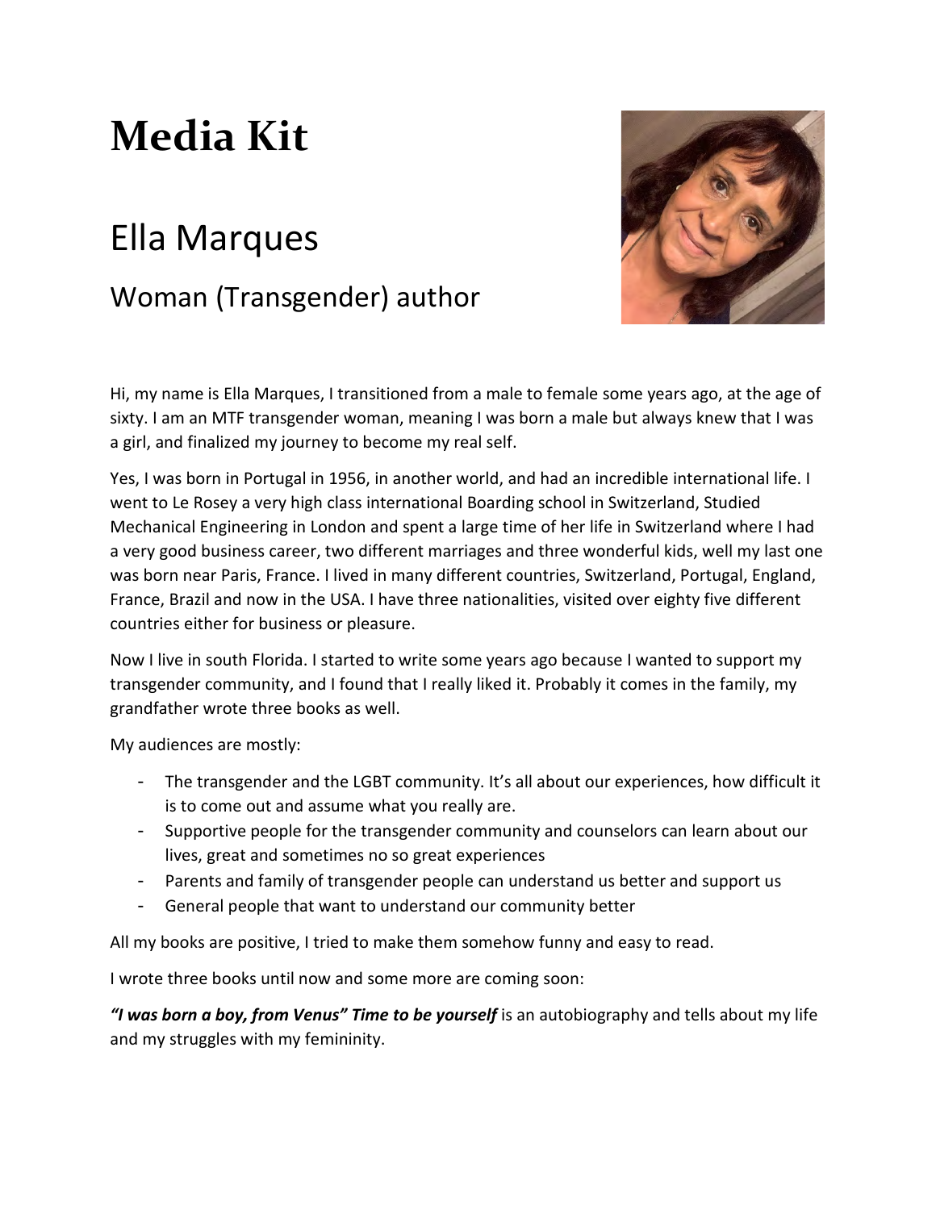# Media Kit

## Ella Marques

### Woman (Transgender) author

Hi, my name is Ella Marques, I transitioned from a male to female some years ago, at the age of sixty. I am an MTF transgender woman, meaning I was born a male but always knew that I was a girl, and finalized my journey to become my real self.

Yes, I was born in Portugal in 1956, in another world, and had an incredible international life. I went to Le Rosey a very high class international Boarding school in Switzerland, Studied Mechanical Engineering in London and spent a large time of her life in Switzerland where I had a very good business career, two different marriages and three wonderful kids, well my last one was born near Paris, France. I lived in many different countries, Switzerland, Portugal, England, France, Brazil and now in the USA. I have three nationalities, visited over eighty five different countries either for business or pleasure.

Now I live in south Florida. I started to write some years ago because I wanted to support my transgender community, and I found that I really liked it. Probably it comes in the family, my grandfather wrote three books as well.

My audiences are mostly:

- The transgender and the LGBT community. It's all about our experiences, how difficult it is to come out and assume what you really are.
- Supportive people for the transgender community and counselors can learn about our lives, great and sometimes no so great experiences
- Parents and family of transgender people can understand us better and support us
- General people that want to understand our community better

All my books are positive, I tried to make them somehow funny and easy to read.

I wrote three books until now and some more are coming soon:

***"I was born a boy, from Venus" Time to be yourself*** is an autobiography and tells about my life and my struggles with my femininity.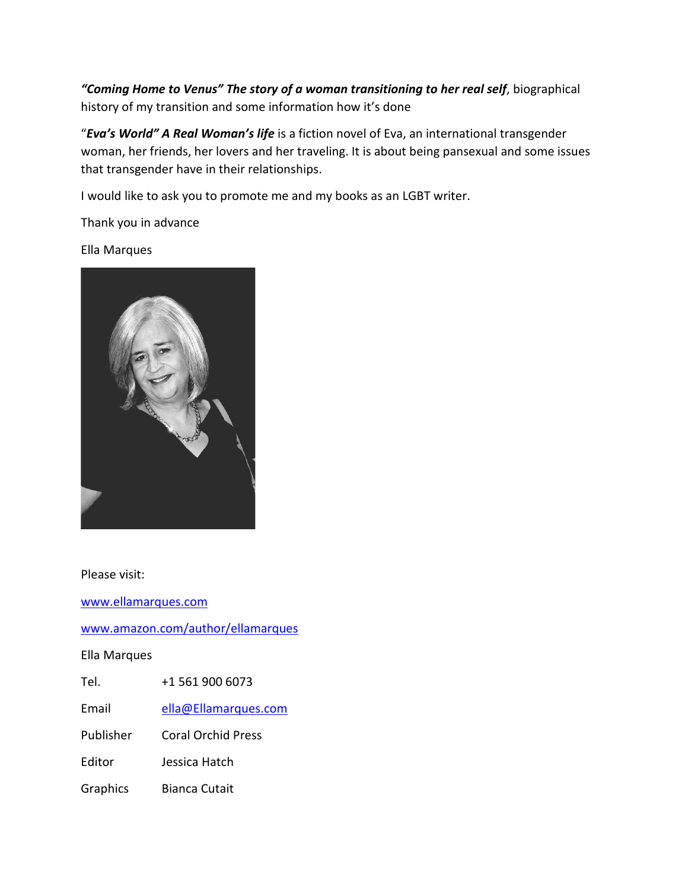***"Coming Home to Venus" The story of a woman transitioning to her real self***, biographical history of my transition and some information how it's done

"***Eva's World" A Real Woman's life*** is a fiction novel of Eva, an international transgender woman, her friends, her lovers and her traveling. It is about being pansexual and some issues that transgender have in their relationships.

I would like to ask you to promote me and my books as an LGBT writer.

Thank you in advance

Ella Marques

Please visit:

[www.ellamarques.com](www.ellamarques.com)

[www.amazon.com/author/ellamarques](www.amazon.com/author/ellamarques)

Ella Marques

| | |
|---|---|
| Tel. | +1 561 900 6073 |
| Email | [ella@Ellamarques.com](mailto:ella@Ellamarques.com) |
| Publisher | Coral Orchid Press |
| Editor | Jessica Hatch |
| Graphics | Bianca Cutait |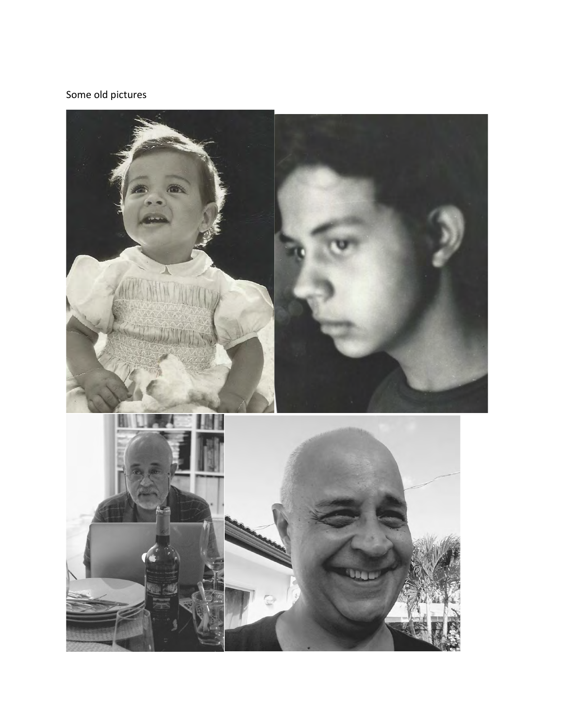Some old pictures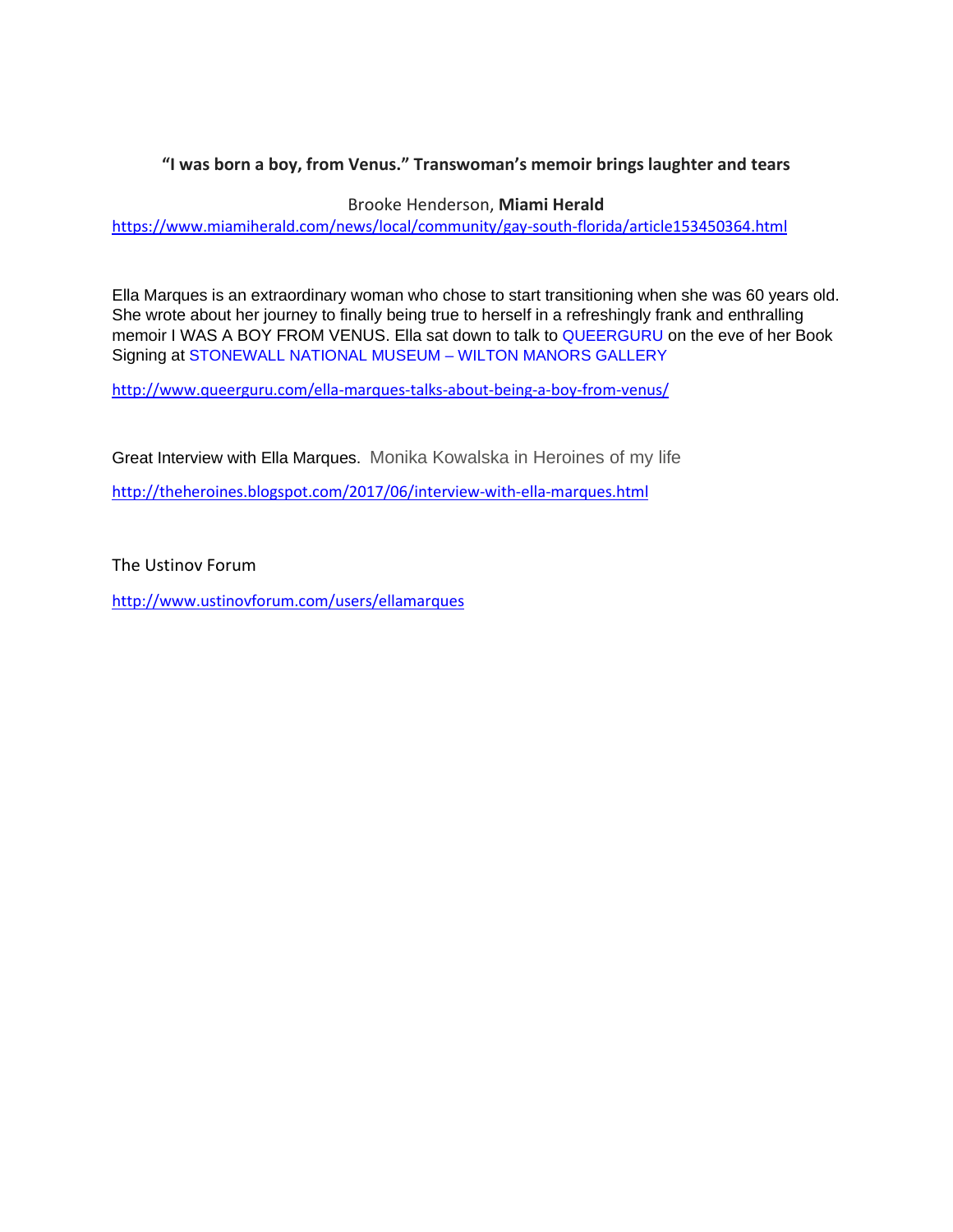**"I was born a boy, from Venus." Transwoman's memoir brings laughter and tears**

Brooke Henderson, **Miami Herald**

https://www.miamiherald.com/news/local/community/gay-south-florida/article153450364.html

Ella Marques is an extraordinary woman who chose to start transitioning when she was 60 years old. She wrote about her journey to finally being true to herself in a refreshingly frank and enthralling memoir I WAS A BOY FROM VENUS. Ella sat down to talk to QUEERGURU on the eve of her Book Signing at STONEWALL NATIONAL MUSEUM – WILTON MANORS GALLERY

http://www.queerguru.com/ella-marques-talks-about-being-a-boy-from-venus/

Great Interview with Ella Marques. Monika Kowalska in Heroines of my life

http://theheroines.blogspot.com/2017/06/interview-with-ella-marques.html

The Ustinov Forum

http://www.ustinovforum.com/users/ellamarques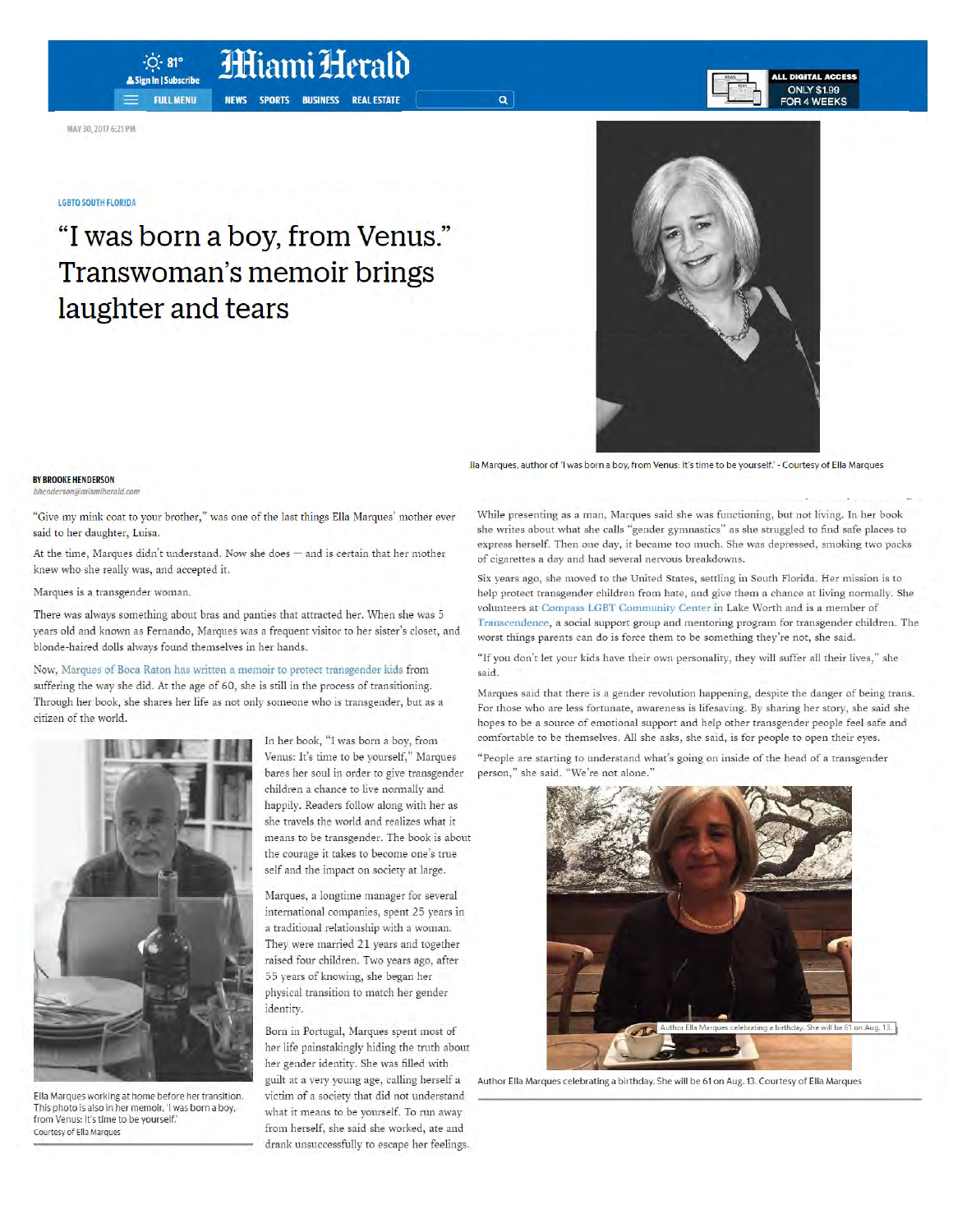MAY 30, 2017 6:21 PM

LGBTQ SOUTH FLORIDA

# "I was born a boy, from Venus." Transwoman's memoir brings laughter and tears

lla Marques, author of 'I was born a boy, from Venus: It's time to be yourself.' - Courtesy of Ella Marques

**BY BROOKE HENDERSON**
*bhenderson@miamiherald.com*

"Give my mink coat to your brother," was one of the last things Ella Marques' mother ever said to her daughter, Luisa.

At the time, Marques didn't understand. Now she does — and is certain that her mother knew who she really was, and accepted it.

Marques is a transgender woman.

There was always something about bras and panties that attracted her. When she was 5 years old and known as Fernando, Marques was a frequent visitor to her sister's closet, and blonde-haired dolls always found themselves in her hands.

Now, Marques of Boca Raton has written a memoir to protect transgender kids from suffering the way she did. At the age of 60, she is still in the process of transitioning. Through her book, she shares her life as not only someone who is transgender, but as a citizen of the world.

Ella Marques working at home before her transition. This photo is also in her memoir, 'I was born a boy, from Venus: It's time to be yourself.' Courtesy of Ella Marques

In her book, "I was born a boy, from Venus: It's time to be yourself," Marques bares her soul in order to give transgender children a chance to live normally and happily. Readers follow along with her as she travels the world and realizes what it means to be transgender. The book is about the courage it takes to become one's true self and the impact on society at large.

Marques, a longtime manager for several international companies, spent 25 years in a traditional relationship with a woman. They were married 21 years and together raised four children. Two years ago, after 55 years of knowing, she began her physical transition to match her gender identity.

Born in Portugal, Marques spent most of her life painstakingly hiding the truth about her gender identity. She was filled with guilt at a very young age, calling herself a victim of a society that did not understand what it means to be yourself. To run away from herself, she said she worked, ate and drank unsuccessfully to escape her feelings.

While presenting as a man, Marques said she was functioning, but not living. In her book she writes about what she calls "gender gymnastics" as she struggled to find safe places to express herself. Then one day, it became too much. She was depressed, smoking two packs of cigarettes a day and had several nervous breakdowns.

Six years ago, she moved to the United States, settling in South Florida. Her mission is to help protect transgender children from hate, and give them a chance at living normally. She volunteers at Compass LGBT Community Center in Lake Worth and is a member of Transcendence, a social support group and mentoring program for transgender children. The worst things parents can do is force them to be something they're not, she said.

"If you don't let your kids have their own personality, they will suffer all their lives," she said.

Marques said that there is a gender revolution happening, despite the danger of being trans. For those who are less fortunate, awareness is lifesaving. By sharing her story, she said she hopes to be a source of emotional support and help other transgender people feel safe and comfortable to be themselves. All she asks, she said, is for people to open their eyes.

"People are starting to understand what's going on inside of the head of a transgender person," she said. "We're not alone."

Author Ella Marques celebrating a birthday. She will be 61 on Aug. 13. Courtesy of Ella Marques